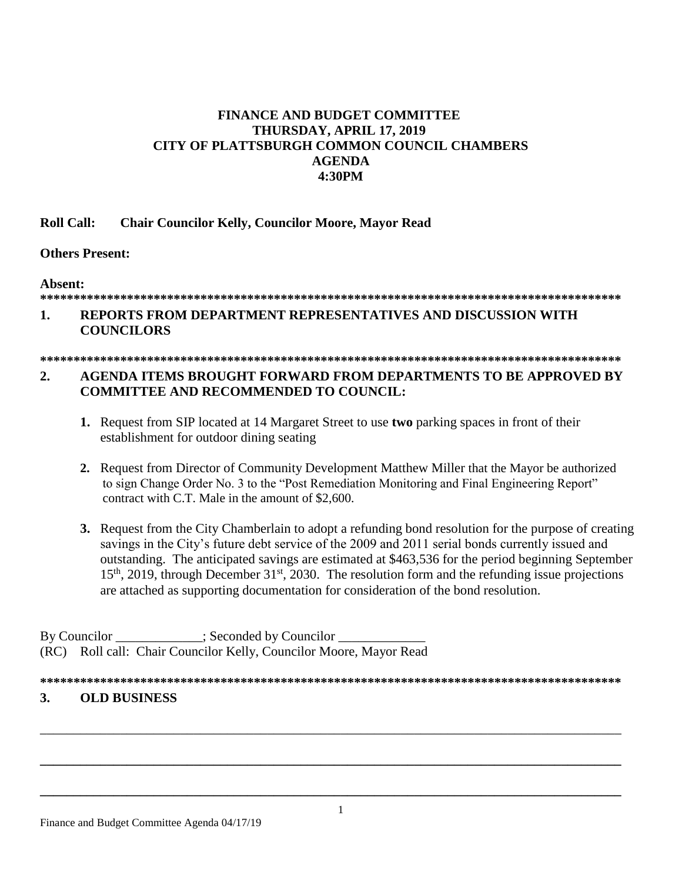**FINANCE AND BUDGET COMMITTEE**
**THURSDAY, APRIL 17, 2019**
**CITY OF PLATTSBURGH COMMON COUNCIL CHAMBERS**
**AGENDA**
**4:30PM**

**Roll Call: Chair Councilor Kelly, Councilor Moore, Mayor Read**

**Others Present:**

**Absent:**

**********************************************************************************************

## 1. REPORTS FROM DEPARTMENT REPRESENTATIVES AND DISCUSSION WITH COUNCILORS

**********************************************************************************************

## 2. AGENDA ITEMS BROUGHT FORWARD FROM DEPARTMENTS TO BE APPROVED BY COMMITTEE AND RECOMMENDED TO COUNCIL:

1. Request from SIP located at 14 Margaret Street to use **two** parking spaces in front of their establishment for outdoor dining seating

2. Request from Director of Community Development Matthew Miller that the Mayor be authorized to sign Change Order No. 3 to the "Post Remediation Monitoring and Final Engineering Report" contract with C.T. Male in the amount of $2,600.

3. Request from the City Chamberlain to adopt a refunding bond resolution for the purpose of creating savings in the City's future debt service of the 2009 and 2011 serial bonds currently issued and outstanding. The anticipated savings are estimated at $463,536 for the period beginning September 15th, 2019, through December 31st, 2030. The resolution form and the refunding issue projections are attached as supporting documentation for consideration of the bond resolution.

By Councilor _____________; Seconded by Councilor _____________
(RC) Roll call: Chair Councilor Kelly, Councilor Moore, Mayor Read

**********************************************************************************************

## 3. OLD BUSINESS

_______________________________________________________________________________________

_______________________________________________________________________________________

_______________________________________________________________________________________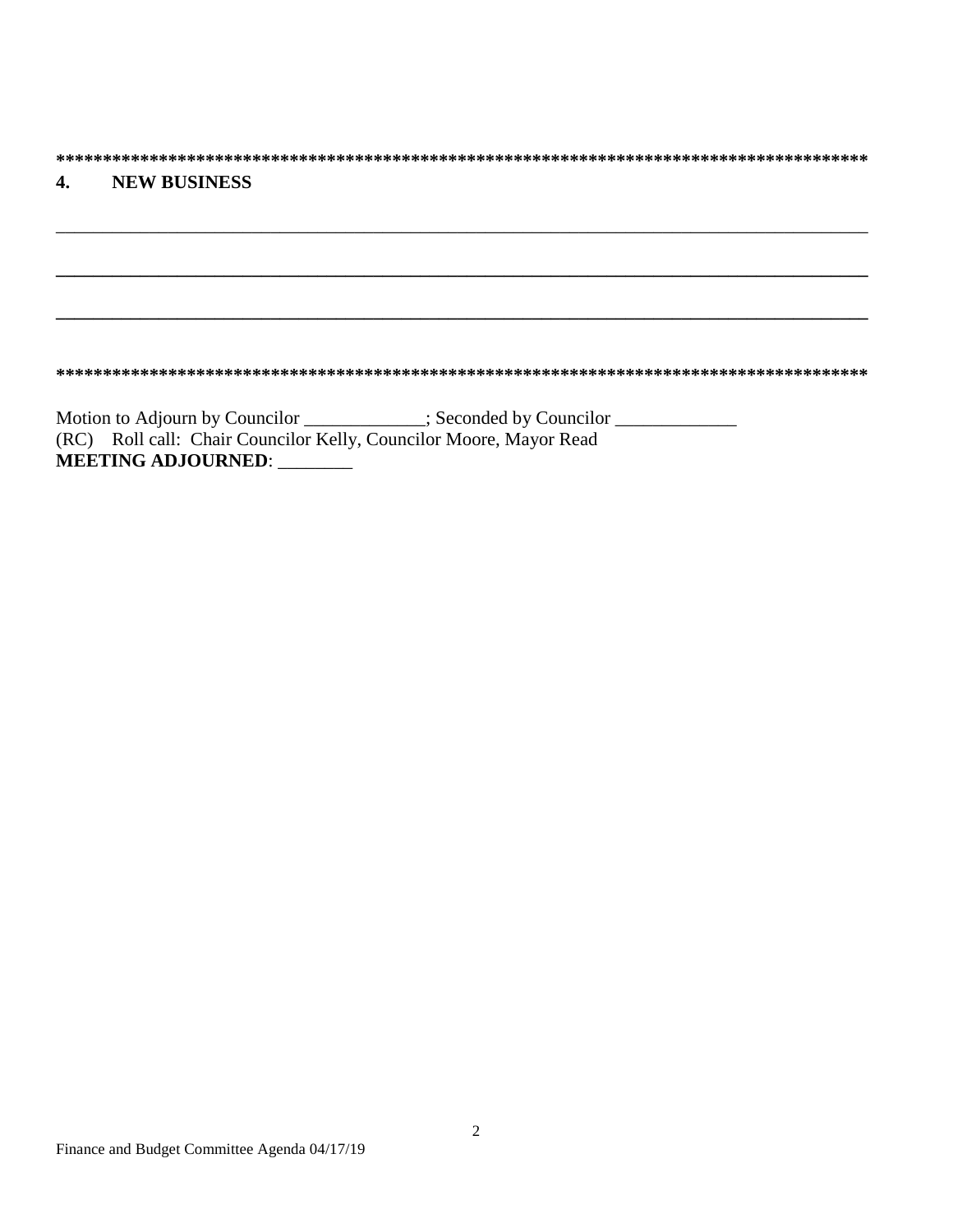*****************************************************************************************

## 4. NEW BUSINESS

______________________________________________________________________________________

______________________________________________________________________________________

______________________________________________________________________________________

*****************************************************************************************

Motion to Adjourn by Councilor _____________; Seconded by Councilor _____________
(RC) Roll call: Chair Councilor Kelly, Councilor Moore, Mayor Read
**MEETING ADJOURNED**: ________

Finance and Budget Committee Agenda 04/17/19